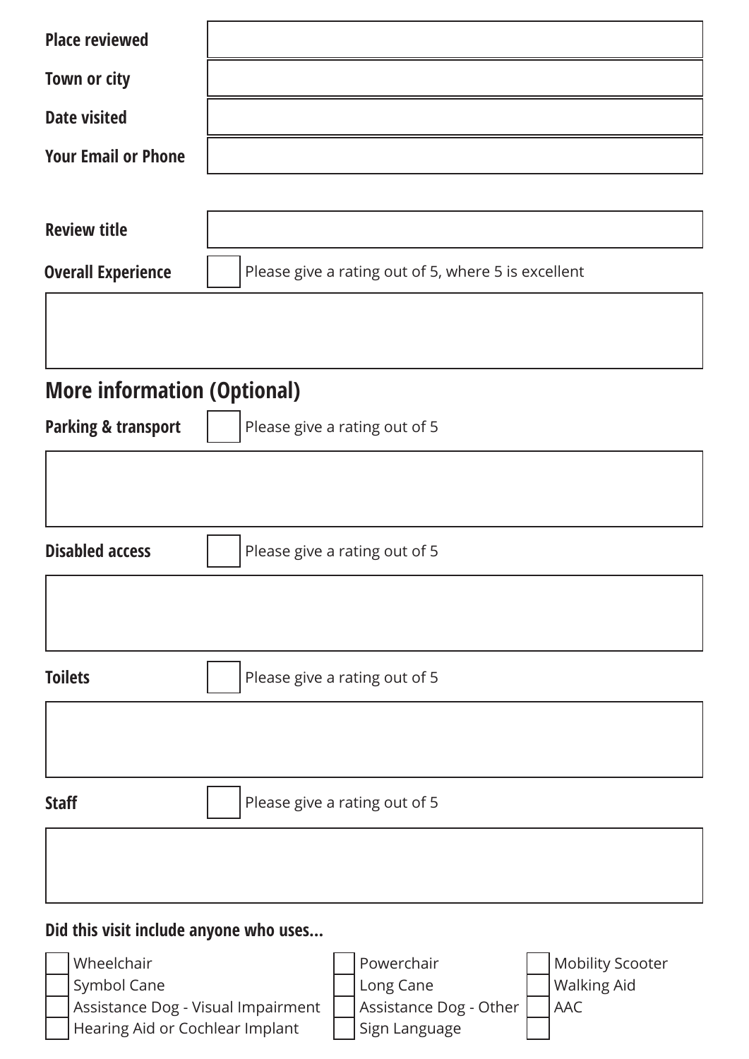**Place reviewed**

**Town or city**

**Date visited**

**Your Email or Phone**

**Review title**

**Overall Experience** ☐ Please give a rating out of 5, where 5 is excellent

## More information (Optional)

**Parking & transport** ☐ Please give a rating out of 5

**Disabled access** ☐ Please give a rating out of 5

**Toilets** ☐ Please give a rating out of 5

**Staff** ☐ Please give a rating out of 5

**Did this visit include anyone who uses...**

- ☐ Wheelchair
- ☐ Symbol Cane
- ☐ Assistance Dog - Visual Impairment
- ☐ Hearing Aid or Cochlear Implant
- ☐ Powerchair
- ☐ Long Cane
- ☐ Assistance Dog - Other
- ☐ Sign Language
- ☐ Mobility Scooter
- ☐ Walking Aid
- ☐ AAC
- ☐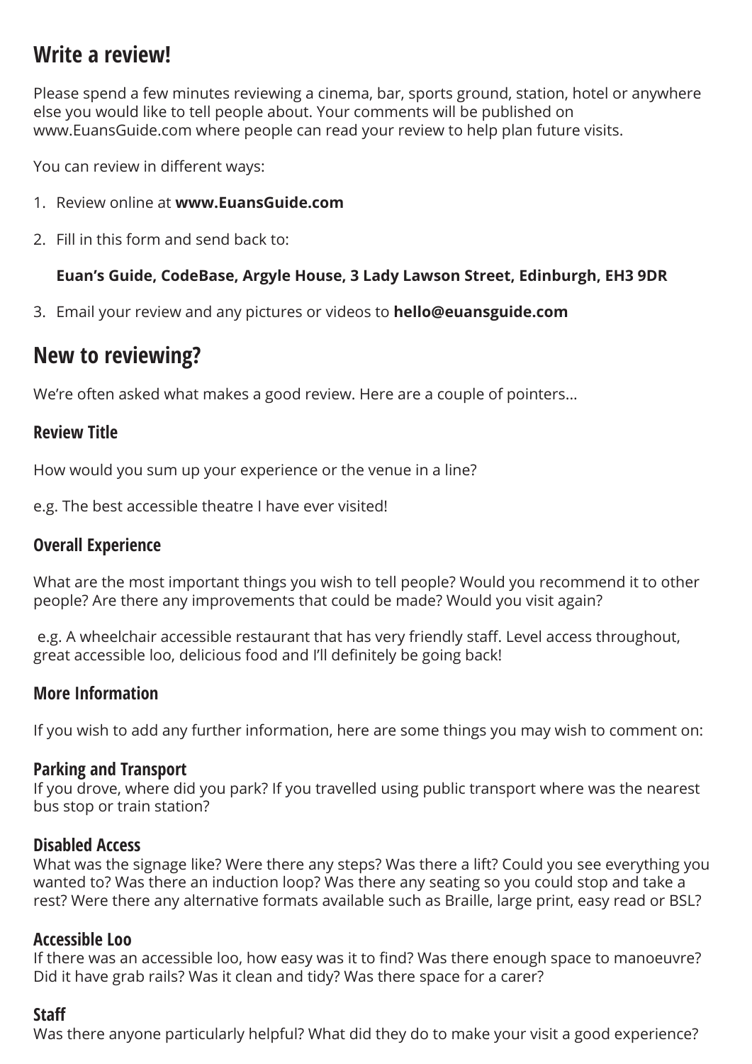## Write a review!

Please spend a few minutes reviewing a cinema, bar, sports ground, station, hotel or anywhere else you would like to tell people about. Your comments will be published on www.EuansGuide.com where people can read your review to help plan future visits.

You can review in different ways:

1. Review online at **www.EuansGuide.com**
2. Fill in this form and send back to:

   **Euan's Guide, CodeBase, Argyle House, 3 Lady Lawson Street, Edinburgh, EH3 9DR**

3. Email your review and any pictures or videos to **hello@euansguide.com**

## New to reviewing?

We're often asked what makes a good review. Here are a couple of pointers...

### Review Title

How would you sum up your experience or the venue in a line?

e.g. The best accessible theatre I have ever visited!

### Overall Experience

What are the most important things you wish to tell people? Would you recommend it to other people? Are there any improvements that could be made? Would you visit again?

e.g. A wheelchair accessible restaurant that has very friendly staff. Level access throughout, great accessible loo, delicious food and I'll definitely be going back!

### More Information

If you wish to add any further information, here are some things you may wish to comment on:

**Parking and Transport**

If you drove, where did you park? If you travelled using public transport where was the nearest bus stop or train station?

**Disabled Access**

What was the signage like? Were there any steps? Was there a lift? Could you see everything you wanted to? Was there an induction loop? Was there any seating so you could stop and take a rest? Were there any alternative formats available such as Braille, large print, easy read or BSL?

**Accessible Loo**

If there was an accessible loo, how easy was it to find? Was there enough space to manoeuvre? Did it have grab rails? Was it clean and tidy? Was there space for a carer?

**Staff**

Was there anyone particularly helpful? What did they do to make your visit a good experience?